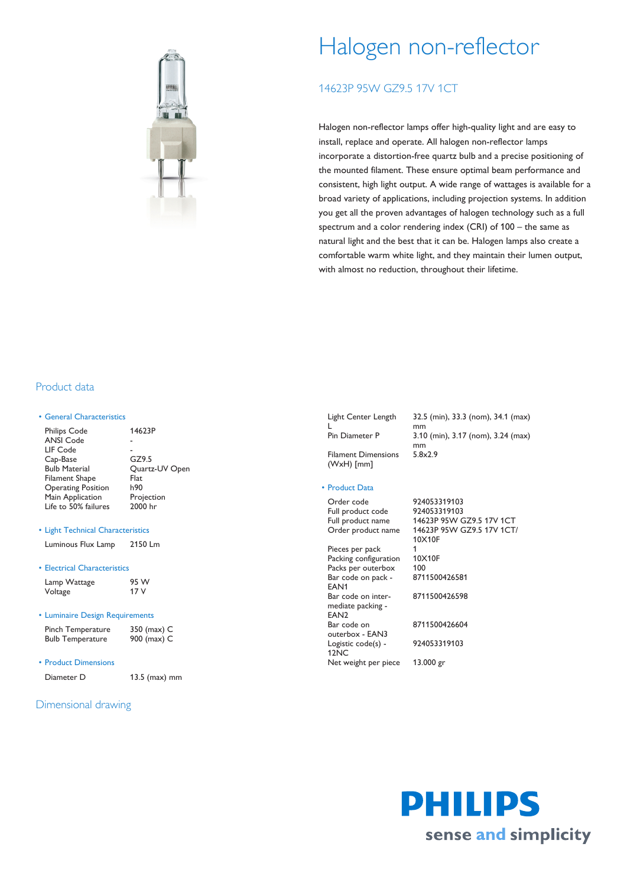# Halogen non-reflector

## 14623P 95W GZ9.5 17V 1CT

Halogen non-reflector lamps offer high-quality light and are easy to install, replace and operate. All halogen non-reflector lamps incorporate a distortion-free quartz bulb and a precise positioning of the mounted filament. These ensure optimal beam performance and consistent, high light output. A wide range of wattages is available for a broad variety of applications, including projection systems. In addition you get all the proven advantages of halogen technology such as a full spectrum and a color rendering index (CRI) of 100 – the same as natural light and the best that it can be. Halogen lamps also create a comfortable warm white light, and they maintain their lumen output, with almost no reduction, throughout their lifetime.

## Product data

**• General Characteristics**

| | |
|---|---|
| Philips Code | 14623P |
| ANSI Code | - |
| LIF Code | - |
| Cap-Base | GZ9.5 |
| Bulb Material | Quartz-UV Open |
| Filament Shape | Flat |
| Operating Position | h90 |
| Main Application | Projection |
| Life to 50% failures | 2000 hr |

**• Light Technical Characteristics**

| | |
|---|---|
| Luminous Flux Lamp | 2150 Lm |

**• Electrical Characteristics**

| | |
|---|---|
| Lamp Wattage | 95 W |
| Voltage | 17 V |

**• Luminaire Design Requirements**

| | |
|---|---|
| Pinch Temperature | 350 (max) C |
| Bulb Temperature | 900 (max) C |

**• Product Dimensions**

| | |
|---|---|
| Diameter D | 13.5 (max) mm |
| Light Center Length L | 32.5 (min), 33.3 (nom), 34.1 (max) mm |
| Pin Diameter P | 3.10 (min), 3.17 (nom), 3.24 (max) mm |
| Filament Dimensions (WxH) [mm] | 5.8x2.9 |

**• Product Data**

| | |
|---|---|
| Order code | 924053319103 |
| Full product code | 924053319103 |
| Full product name | 14623P 95W GZ9.5 17V 1CT |
| Order product name | 14623P 95W GZ9.5 17V 1CT/10X10F |
| Pieces per pack | 1 |
| Packing configuration | 10X10F |
| Packs per outerbox | 100 |
| Bar code on pack - EAN1 | 8711500426581 |
| Bar code on intermediate packing - EAN2 | 8711500426598 |
| Bar code on outerbox - EAN3 | 8711500426604 |
| Logistic code(s) - 12NC | 924053319103 |
| Net weight per piece | 13.000 gr |

## Dimensional drawing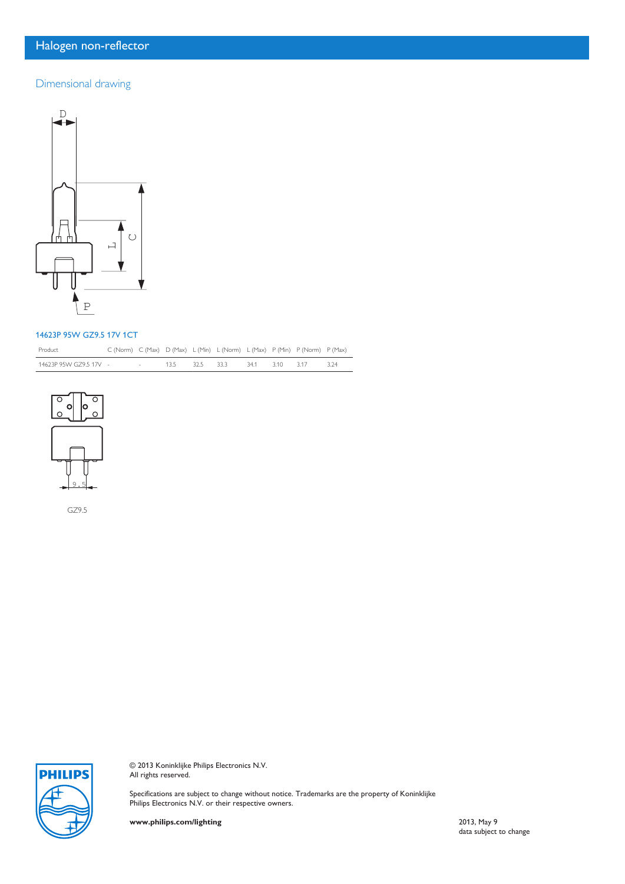# Halogen non-reflector

## Dimensional drawing

D

L

C

P

### 14623P 95W GZ9.5 17V 1CT

| Product | C (Norm) | C (Max) | D (Max) | L (Min) | L (Norm) | L (Max) | P (Min) | P (Norm) | P (Max) |
|---|---|---|---|---|---|---|---|---|---|
| 14623P 95W GZ9.5 17V | - | - | 13.5 | 32.5 | 33.3 | 34.1 | 3.10 | 3.17 | 3.24 |

9.5

GZ9.5

© 2013 Koninklijke Philips Electronics N.V.
All rights reserved.

Specifications are subject to change without notice. Trademarks are the property of Koninklijke Philips Electronics N.V. or their respective owners.

**www.philips.com/lighting**

2013, May 9
data subject to change